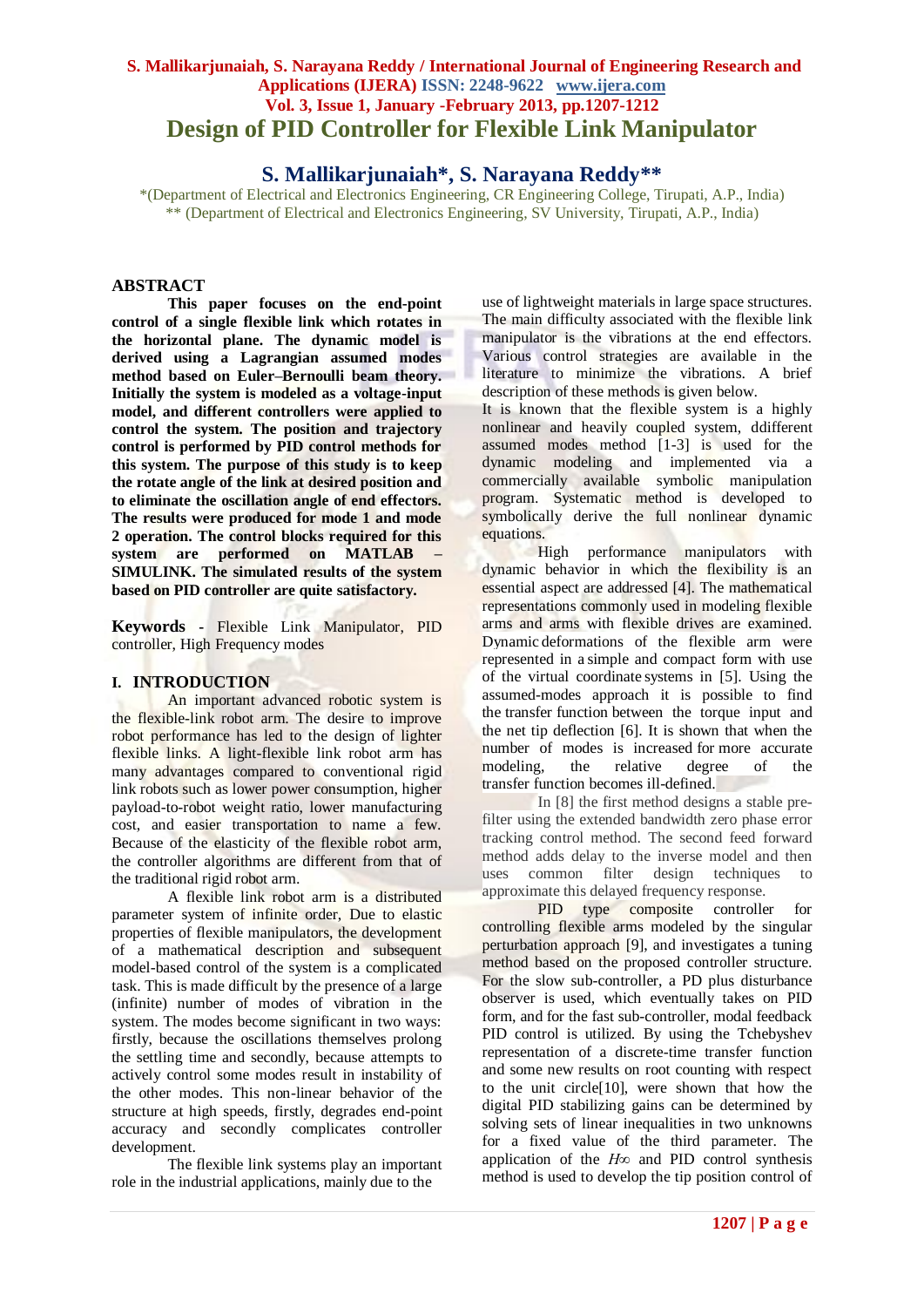# Design of PID Controller for Flexible Link Manipulator

## S. Mallikarjunaiah*, S. Narayana Reddy**

*(Department of Electrical and Electronics Engineering, CR Engineering College, Tirupati, A.P., India)
** (Department of Electrical and Electronics Engineering, SV University, Tirupati, A.P., India)

## ABSTRACT

**This paper focuses on the end-point control of a single flexible link which rotates in the horizontal plane. The dynamic model is derived using a Lagrangian assumed modes method based on Euler–Bernoulli beam theory. Initially the system is modeled as a voltage-input model, and different controllers were applied to control the system. The position and trajectory control is performed by PID control methods for this system. The purpose of this study is to keep the rotate angle of the link at desired position and to eliminate the oscillation angle of end effectors. The results were produced for mode 1 and mode 2 operation. The control blocks required for this system are performed on MATLAB – SIMULINK. The simulated results of the system based on PID controller are quite satisfactory.**

**Keywords** - Flexible Link Manipulator, PID controller, High Frequency modes

## I. INTRODUCTION

An important advanced robotic system is the flexible-link robot arm. The desire to improve robot performance has led to the design of lighter flexible links. A light-flexible link robot arm has many advantages compared to conventional rigid link robots such as lower power consumption, higher payload-to-robot weight ratio, lower manufacturing cost, and easier transportation to name a few. Because of the elasticity of the flexible robot arm, the controller algorithms are different from that of the traditional rigid robot arm.

A flexible link robot arm is a distributed parameter system of infinite order, Due to elastic properties of flexible manipulators, the development of a mathematical description and subsequent model-based control of the system is a complicated task. This is made difficult by the presence of a large (infinite) number of modes of vibration in the system. The modes become significant in two ways: firstly, because the oscillations themselves prolong the settling time and secondly, because attempts to actively control some modes result in instability of the other modes. This non-linear behavior of the structure at high speeds, firstly, degrades end-point accuracy and secondly complicates controller development.

The flexible link systems play an important role in the industrial applications, mainly due to the use of lightweight materials in large space structures. The main difficulty associated with the flexible link manipulator is the vibrations at the end effectors. Various control strategies are available in the literature to minimize the vibrations. A brief description of these methods is given below.

It is known that the flexible system is a highly nonlinear and heavily coupled system, ddifferent assumed modes method [1-3] is used for the dynamic modeling and implemented via a commercially available symbolic manipulation program. Systematic method is developed to symbolically derive the full nonlinear dynamic equations.

High performance manipulators with dynamic behavior in which the flexibility is an essential aspect are addressed [4]. The mathematical representations commonly used in modeling flexible arms and arms with flexible drives are examined. Dynamic deformations of the flexible arm were represented in a simple and compact form with use of the virtual coordinate systems in [5]. Using the assumed-modes approach it is possible to find the transfer function between the torque input and the net tip deflection [6]. It is shown that when the number of modes is increased for more accurate modeling, the relative degree of the transfer function becomes ill-defined.

In [8] the first method designs a stable pre-filter using the extended bandwidth zero phase error tracking control method. The second feed forward method adds delay to the inverse model and then uses common filter design techniques to approximate this delayed frequency response.

PID type composite controller for controlling flexible arms modeled by the singular perturbation approach [9], and investigates a tuning method based on the proposed controller structure. For the slow sub-controller, a PD plus disturbance observer is used, which eventually takes on PID form, and for the fast sub-controller, modal feedback PID control is utilized. By using the Tchebyshev representation of a discrete-time transfer function and some new results on root counting with respect to the unit circle[10], were shown that how the digital PID stabilizing gains can be determined by solving sets of linear inequalities in two unknowns for a fixed value of the third parameter. The application of the $H\infty$ and PID control synthesis method is used to develop the tip position control of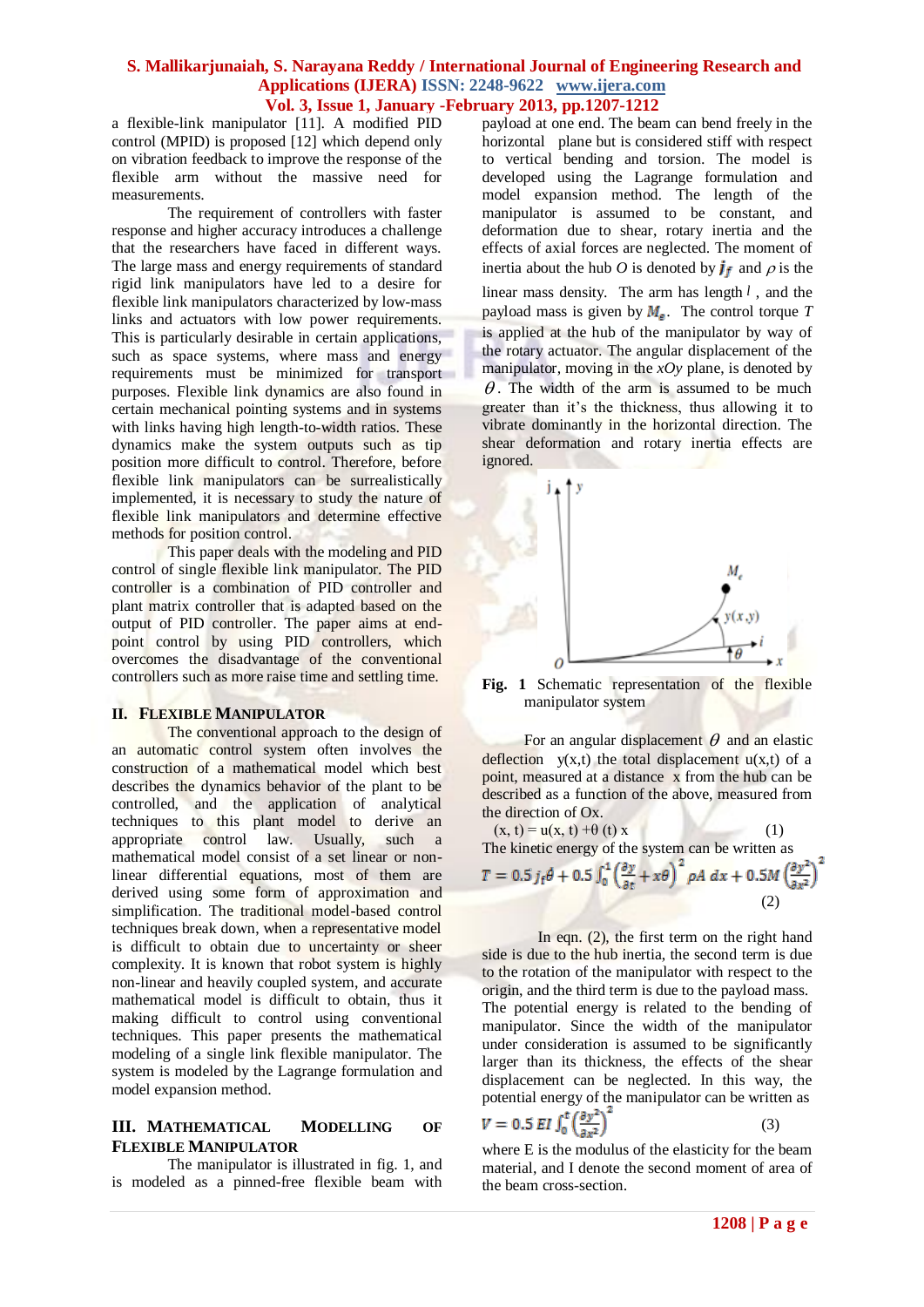a flexible-link manipulator [11]. A modified PID control (MPID) is proposed [12] which depend only on vibration feedback to improve the response of the flexible arm without the massive need for measurements.

The requirement of controllers with faster response and higher accuracy introduces a challenge that the researchers have faced in different ways. The large mass and energy requirements of standard rigid link manipulators have led to a desire for flexible link manipulators characterized by low-mass links and actuators with low power requirements. This is particularly desirable in certain applications, such as space systems, where mass and energy requirements must be minimized for transport purposes. Flexible link dynamics are also found in certain mechanical pointing systems and in systems with links having high length-to-width ratios. These dynamics make the system outputs such as tip position more difficult to control. Therefore, before flexible link manipulators can be surrealistically implemented, it is necessary to study the nature of flexible link manipulators and determine effective methods for position control.

This paper deals with the modeling and PID control of single flexible link manipulator. The PID controller is a combination of PID controller and plant matrix controller that is adapted based on the output of PID controller. The paper aims at end-point control by using PID controllers, which overcomes the disadvantage of the conventional controllers such as more raise time and settling time.

## II. Flexible Manipulator

The conventional approach to the design of an automatic control system often involves the construction of a mathematical model which best describes the dynamics behavior of the plant to be controlled, and the application of analytical techniques to this plant model to derive an appropriate control law. Usually, such a mathematical model consist of a set linear or non-linear differential equations, most of them are derived using some form of approximation and simplification. The traditional model-based control techniques break down, when a representative model is difficult to obtain due to uncertainty or sheer complexity. It is known that robot system is highly non-linear and heavily coupled system, and accurate mathematical model is difficult to obtain, thus it making difficult to control using conventional techniques. This paper presents the mathematical modeling of a single link flexible manipulator. The system is modeled by the Lagrange formulation and model expansion method.

## III. Mathematical Modelling of Flexible Manipulator

The manipulator is illustrated in fig. 1, and is modeled as a pinned-free flexible beam with payload at one end. The beam can bend freely in the horizontal plane but is considered stiff with respect to vertical bending and torsion. The model is developed using the Lagrange formulation and model expansion method. The length of the manipulator is assumed to be constant, and deformation due to shear, rotary inertia and the effects of axial forces are neglected. The moment of inertia about the hub $O$ is denoted by $j_f$ and $\rho$ is the linear mass density. The arm has length $l$, and the payload mass is given by $M_e$. The control torque $T$ is applied at the hub of the manipulator by way of the rotary actuator. The angular displacement of the manipulator, moving in the $xOy$ plane, is denoted by $\theta$. The width of the arm is assumed to be much greater than it's the thickness, thus allowing it to vibrate dominantly in the horizontal direction. The shear deformation and rotary inertia effects are ignored.

**Fig. 1** Schematic representation of the flexible manipulator system

For an angular displacement $\theta$ and an elastic deflection y(x,t) the total displacement u(x,t) of a point, measured at a distance x from the hub can be described as a function of the above, measured from the direction of Ox.

$$(x, t) = u(x, t) + \theta(t)\, x \qquad (1)$$

The kinetic energy of the system can be written as

$$T = 0.5\, j_f \dot{\theta} + 0.5 \int_0^l \left(\frac{\partial y}{\partial t} + x\theta\right)^2 \rho A\, dx + 0.5 M \left(\frac{\partial y^2}{\partial x^2}\right)^2 \qquad (2)$$

In eqn. (2), the first term on the right hand side is due to the hub inertia, the second term is due to the rotation of the manipulator with respect to the origin, and the third term is due to the payload mass. The potential energy is related to the bending of manipulator. Since the width of the manipulator under consideration is assumed to be significantly larger than its thickness, the effects of the shear displacement can be neglected. In this way, the potential energy of the manipulator can be written as

$$V = 0.5\, EI \int_0^l \left(\frac{\partial y^2}{\partial x^2}\right)^2 \qquad (3)$$

where E is the modulus of the elasticity for the beam material, and I denote the second moment of area of the beam cross-section.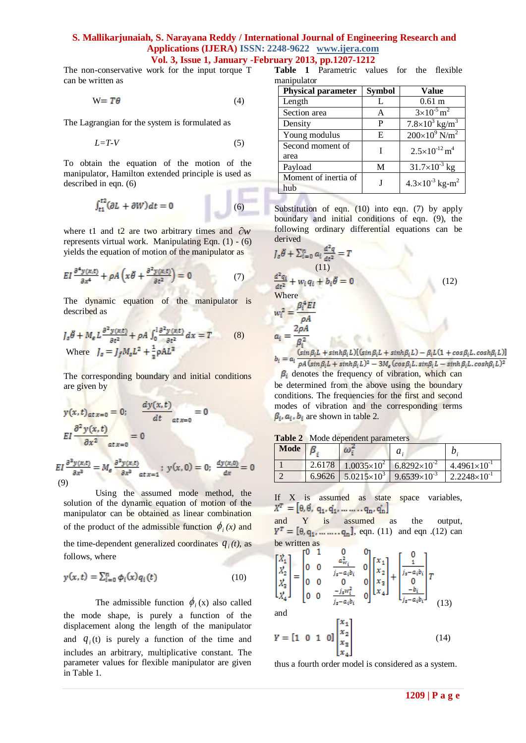The non-conservative work for the input torque T can be written as

$$W = T\theta \tag{4}$$

The Lagrangian for the system is formulated as

$$L = T - V \tag{5}$$

To obtain the equation of the motion of the manipulator, Hamilton extended principle is used as described in eqn. (6)

$$\int_{t1}^{t2} (\partial L + \partial W)\, dt = 0 \tag{6}$$

where t1 and t2 are two arbitrary times and $\partial w$ represents virtual work. Manipulating Eqn. (1) - (6) yields the equation of motion of the manipulator as

$$EI\frac{\partial^4 y(x,t)}{\partial x^4} + \rho A\left(x\ddot{\theta} + \frac{\partial^2 y(x,t)}{\partial t^2}\right) = 0 \tag{7}$$

The dynamic equation of the manipulator is described as

$$J_s\ddot{\theta} + M_e L\frac{\partial^2 y(x,t)}{\partial t^2} + \rho A\int_0^l \frac{\partial^2 y(x,t)}{\partial t^2}\, dx = T \tag{8}$$

Where $J_s = J_f M_e L^2 + \frac{1}{3}\rho A L^3$

The corresponding boundary and initial conditions are given by

$$y(x,t)_{at\,x=0} = 0; \quad \frac{dy(x,t)}{dt}_{at\,x=0} = 0$$

$$EI\frac{\partial^2 y(x,t)}{\partial x^2}_{at\,x=0} = 0$$

$$EI\frac{\partial^3 y(x,t)}{\partial x^3} = M_e\frac{\partial^3 y(x,t)}{\partial x^3}_{at\,x=1}; \; y(x,0) = 0; \; \frac{dy(x,0)}{dx} = 0 \tag{9}$$

Using the assumed mode method, the solution of the dynamic equation of motion of the manipulator can be obtained as linear combination of the product of the admissible function $\phi_i(x)$ and the time-dependent generalized coordinates $q_i(t)$, as follows, where

$$y(x,t) = \sum_{i=0}^{n} \phi_i(x) q_i(t) \tag{10}$$

The admissible function $\phi_i$(x) also called the mode shape, is purely a function of the displacement along the length of the manipulator and $q_i$(t) is purely a function of the time and includes an arbitrary, multiplicative constant. The parameter values for flexible manipulator are given in Table 1.

**Table 1** Parametric values for the flexible manipulator

| Physical parameter | Symbol | Value |
|---|---|---|
| Length | L | 0.61 m |
| Section area | A | $3\times10^{-5}$ m$^2$ |
| Density | P | $7.8\times10^3$ kg/m$^3$ |
| Young modulus | E | $200\times10^9$ N/m$^2$ |
| Second moment of area | I | $2.5\times10^{-12}$ m$^4$ |
| Payload | M | $31.7\times10^{-3}$ kg |
| Moment of inertia of hub | J | $4.3\times10^{-3}$ kg-m$^2$ |

Substitution of eqn. (10) into eqn. (7) by apply boundary and initial conditions of eqn. (9), the following ordinary differential equations can be derived

$$J_s\ddot{\theta} + \sum_{i=0}^{n} a_i\frac{d^2 q}{dt^2} = T \tag{11}$$

$$\frac{d^2 q_i}{dt^2} + w_i q_i + b_i\ddot{\theta} = 0 \tag{12}$$

Where

$$w_i^2 = \frac{\beta_i^4 EI}{\rho A}$$

$$a_i = \frac{2\rho A}{\beta_i^2}$$

$$b_i = a_i\frac{(\sin\beta_i L + \sinh\beta_i L)[(\sin\beta_i L + \sinh\beta_i L) - \beta_i L(1 + \cos\beta_i L.\cosh\beta_i L)]}{\rho A(\sin\beta_i L + \sinh\beta_i L)^2 - 3M_e(\cos\beta_i L.\sin\beta_i L - \sinh\beta_i L.\cosh\beta_i L)^2}$$

$\beta_i$ denotes the frequency of vibration, which can be determined from the above using the boundary conditions. The frequencies for the first and second modes of vibration and the corresponding terms $\beta_i, a_i, b_i$ are shown in table 2.

**Table 2** Mode dependent parameters

| Mode | $\beta_i$ | $\omega_i^2$ | $a_i$ | $b_i$ |
|---|---|---|---|---|
| 1 | 2.6178 | $1.0035\times10^2$ | $6.8292\times10^{-2}$ | $4.4961\times10^{-1}$ |
| 2 | 6.9626 | $5.0215\times10^3$ | $9.6539\times10^{-3}$ | $2.2248\times10^{-1}$ |

If X is assumed as state space variables, $X^T = [\theta, \dot{\theta}, q_1, \dot{q}_1, \ldots\ldots q_n, \dot{q}_n]$ and Y is assumed as the output, $Y^T = [\theta, q_1, \ldots\ldots q_n]$, eqn. (11) and eqn .(12) can be written as

$$\begin{bmatrix} \dot{X}_1 \\ \dot{X}_2 \\ \dot{X}_3 \\ \dot{X}_4 \end{bmatrix} = \begin{bmatrix} 0 & 1 & 0 & 0 \\ 0 & 0 & \frac{a_i^2 w_i}{j_s - a_i b_i} & 0 \\ 0 & 0 & 0 & 0 \\ 0 & 0 & \frac{-j_s w_i^2}{j_s - a_i b_i} & 0 \end{bmatrix} \begin{bmatrix} x_1 \\ x_2 \\ x_3 \\ x_4 \end{bmatrix} + \begin{bmatrix} 0 \\ \frac{1}{j_s - a_i b_i} \\ 0 \\ \frac{-b_i}{j_s - a_i b_i} \end{bmatrix} T \tag{13}$$

and

$$Y = \begin{bmatrix} 1 & 0 & 1 & 0 \end{bmatrix} \begin{bmatrix} x_1 \\ x_2 \\ x_3 \\ x_4 \end{bmatrix} \tag{14}$$

thus a fourth order model is considered as a system.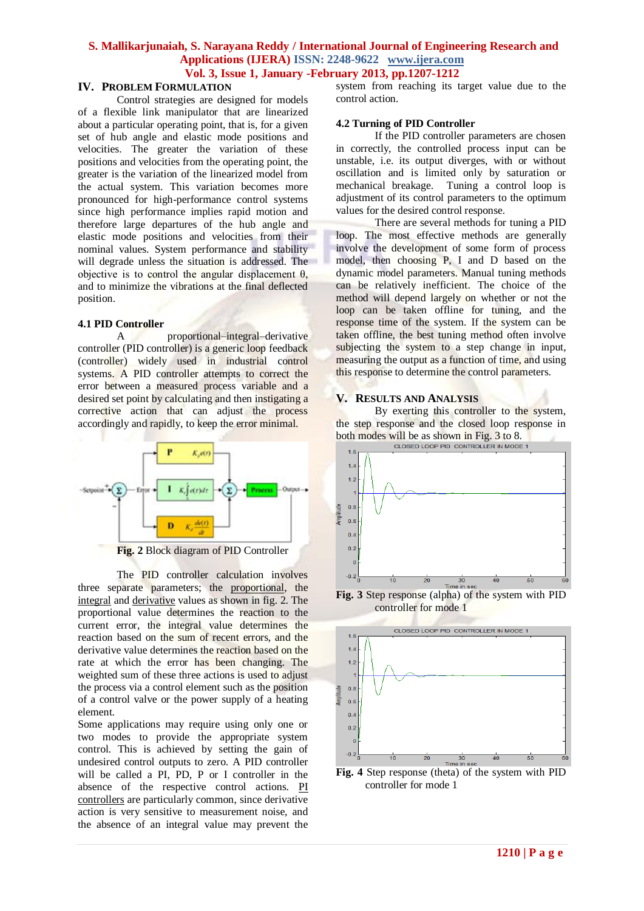## IV. PROBLEM FORMULATION

Control strategies are designed for models of a flexible link manipulator that are linearized about a particular operating point, that is, for a given set of hub angle and elastic mode positions and velocities. The greater the variation of these positions and velocities from the operating point, the greater is the variation of the linearized model from the actual system. This variation becomes more pronounced for high-performance control systems since high performance implies rapid motion and therefore large departures of the hub angle and elastic mode positions and velocities from their nominal values. System performance and stability will degrade unless the situation is addressed. The objective is to control the angular displacement θ, and to minimize the vibrations at the final deflected position.

### 4.1 PID Controller

A proportional–integral–derivative controller (PID controller) is a generic loop feedback (controller) widely used in industrial control systems. A PID controller attempts to correct the error between a measured process variable and a desired set point by calculating and then instigating a corrective action that can adjust the process accordingly and rapidly, to keep the error minimal.

**Fig. 2** Block diagram of PID Controller

The PID controller calculation involves three separate parameters; the proportional, the integral and derivative values as shown in fig. 2. The proportional value determines the reaction to the current error, the integral value determines the reaction based on the sum of recent errors, and the derivative value determines the reaction based on the rate at which the error has been changing. The weighted sum of these three actions is used to adjust the process via a control element such as the position of a control valve or the power supply of a heating element.

Some applications may require using only one or two modes to provide the appropriate system control. This is achieved by setting the gain of undesired control outputs to zero. A PID controller will be called a PI, PD, P or I controller in the absence of the respective control actions. PI controllers are particularly common, since derivative action is very sensitive to measurement noise, and the absence of an integral value may prevent the system from reaching its target value due to the control action.

### 4.2 Turning of PID Controller

If the PID controller parameters are chosen in correctly, the controlled process input can be unstable, i.e. its output diverges, with or without oscillation and is limited only by saturation or mechanical breakage. Tuning a control loop is adjustment of its control parameters to the optimum values for the desired control response.

There are several methods for tuning a PID loop. The most effective methods are generally involve the development of some form of process model, then choosing P, I and D based on the dynamic model parameters. Manual tuning methods can be relatively inefficient. The choice of the method will depend largely on whether or not the loop can be taken offline for tuning, and the response time of the system. If the system can be taken offline, the best tuning method often involve subjecting the system to a step change in input, measuring the output as a function of time, and using this response to determine the control parameters.

## V. RESULTS AND ANALYSIS

By exerting this controller to the system, the step response and the closed loop response in both modes will be as shown in Fig. 3 to 8.

**Fig. 3** Step response (alpha) of the system with PID controller for mode 1

**Fig. 4** Step response (theta) of the system with PID controller for mode 1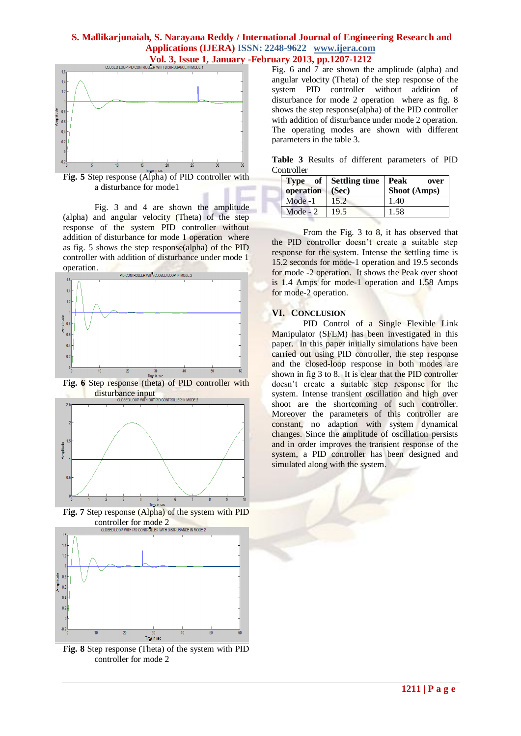**Fig. 5** Step response (Alpha) of PID controller with a disturbance for mode1

Fig. 3 and 4 are shown the amplitude (alpha) and angular velocity (Theta) of the step response of the system PID controller without addition of disturbance for mode 1 operation where as fig. 5 shows the step response(alpha) of the PID controller with addition of disturbance under mode 1 operation.

**Fig. 6** Step response (theta) of PID controller with disturbance input

**Fig. 7** Step response (Alpha) of the system with PID controller for mode 2

**Fig. 8** Step response (Theta) of the system with PID controller for mode 2

Fig. 6 and 7 are shown the amplitude (alpha) and angular velocity (Theta) of the step response of the system PID controller without addition of disturbance for mode 2 operation where as fig. 8 shows the step response(alpha) of the PID controller with addition of disturbance under mode 2 operation. The operating modes are shown with different parameters in the table 3.

**Table 3** Results of different parameters of PID Controller

| Type of operation | Settling time (Sec) | Peak over Shoot (Amps) |
|---|---|---|
| Mode -1 | 15.2 | 1.40 |
| Mode - 2 | 19.5 | 1.58 |

From the Fig. 3 to 8, it has observed that the PID controller doesn't create a suitable step response for the system. Intense the settling time is 15.2 seconds for mode-1 operation and 19.5 seconds for mode -2 operation. It shows the Peak over shoot is 1.4 Amps for mode-1 operation and 1.58 Amps for mode-2 operation.

## VI. Conclusion

PID Control of a Single Flexible Link Manipulator (SFLM) has been investigated in this paper. In this paper initially simulations have been carried out using PID controller, the step response and the closed-loop response in both modes are shown in fig 3 to 8. It is clear that the PID controller doesn't create a suitable step response for the system. Intense transient oscillation and high over shoot are the shortcoming of such controller. Moreover the parameters of this controller are constant, no adaption with system dynamical changes. Since the amplitude of oscillation persists and in order improves the transient response of the system, a PID controller has been designed and simulated along with the system.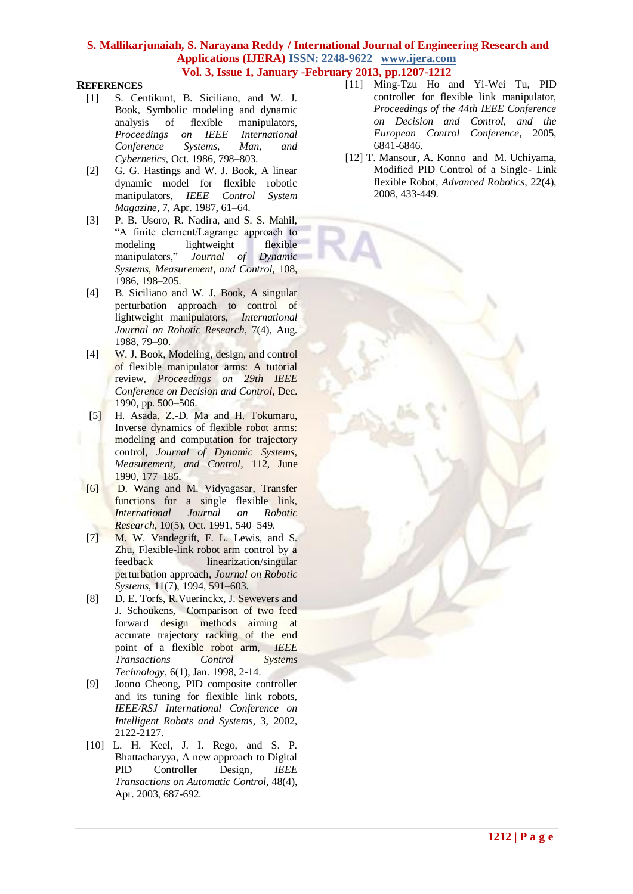## REFERENCES

[1] S. Centikunt, B. Siciliano, and W. J. Book, Symbolic modeling and dynamic analysis of flexible manipulators, *Proceedings on IEEE International Conference Systems, Man, and Cybernetics*, Oct. 1986, 798–803.

[2] G. G. Hastings and W. J. Book, A linear dynamic model for flexible robotic manipulators, *IEEE Control System Magazine*, 7, Apr. 1987, 61–64.

[3] P. B. Usoro, R. Nadira, and S. S. Mahil, "A finite element/Lagrange approach to modeling lightweight flexible manipulators," *Journal of Dynamic Systems, Measurement, and Control*, 108, 1986, 198–205.

[4] B. Siciliano and W. J. Book, A singular perturbation approach to control of lightweight manipulators, *International Journal on Robotic Research*, 7(4), Aug. 1988, 79–90.

[4] W. J. Book, Modeling, design, and control of flexible manipulator arms: A tutorial review, *Proceedings on 29th IEEE Conference on Decision and Control*, Dec. 1990, pp. 500–506.

[5] H. Asada, Z.-D. Ma and H. Tokumaru, Inverse dynamics of flexible robot arms: modeling and computation for trajectory control, *Journal of Dynamic Systems, Measurement, and Control*, 112, June 1990, 177–185.

[6] D. Wang and M. Vidyagasar, Transfer functions for a single flexible link, *International Journal on Robotic Research*, 10(5), Oct. 1991, 540–549.

[7] M. W. Vandegrift, F. L. Lewis, and S. Zhu, Flexible-link robot arm control by a feedback linearization/singular perturbation approach, *Journal on Robotic Systems*, 11(7), 1994, 591–603.

[8] D. E. Torfs, R.Vuerinckx, J. Sewevers and J. Schoukens, Comparison of two feed forward design methods aiming at accurate trajectory racking of the end point of a flexible robot arm, *IEEE Transactions Control Systems Technology*, 6(1), Jan. 1998, 2-14.

[9] Joono Cheong, PID composite controller and its tuning for flexible link robots, *IEEE/RSJ International Conference on Intelligent Robots and Systems*, 3, 2002, 2122-2127.

[10] L. H. Keel, J. I. Rego, and S. P. Bhattacharyya, A new approach to Digital PID Controller Design, *IEEE Transactions on Automatic Control*, 48(4), Apr. 2003, 687-692.

[11] Ming-Tzu Ho and Yi-Wei Tu, PID controller for flexible link manipulator, *Proceedings of the 44th IEEE Conference on Decision and Control, and the European Control Conference*, 2005, 6841-6846.

[12] T. Mansour, A. Konno and M. Uchiyama, Modified PID Control of a Single- Link flexible Robot, *Advanced Robotics*, 22(4), 2008, 433-449.